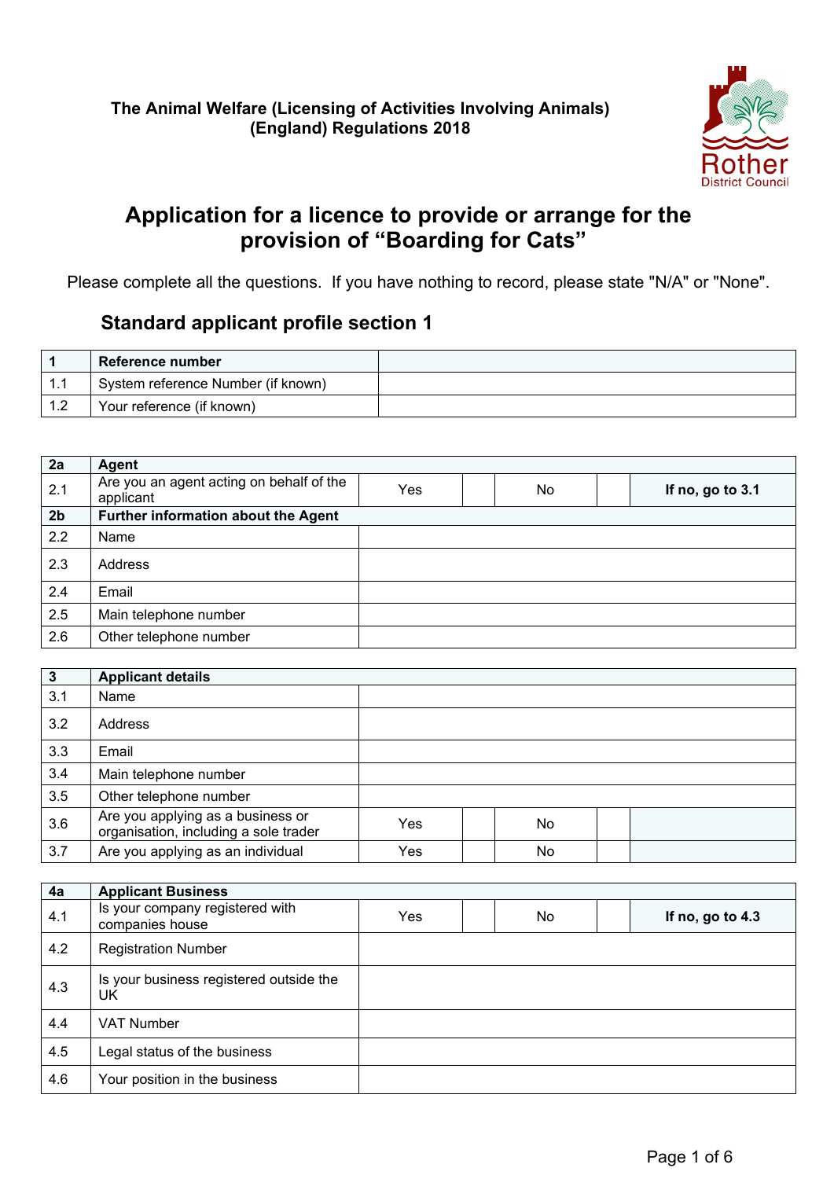**The Animal Welfare (Licensing of Activities Involving Animals) (England) Regulations 2018**

Rother District Council

# Application for a licence to provide or arrange for the provision of "Boarding for Cats"

Please complete all the questions. If you have nothing to record, please state "N/A" or "None".

## Standard applicant profile section 1

| **1** | **Reference number** | |
|---|---|---|
| 1.1 | System reference Number (if known) | |
| 1.2 | Your reference (if known) | |

| **2a** | **Agent** | | | | | |
|---|---|---|---|---|---|---|
| 2.1 | Are you an agent acting on behalf of the applicant | Yes | | No | | **If no, go to 3.1** |
| **2b** | **Further information about the Agent** | | | | | |
| 2.2 | Name | | | | | |
| 2.3 | Address | | | | | |
| 2.4 | Email | | | | | |
| 2.5 | Main telephone number | | | | | |
| 2.6 | Other telephone number | | | | | |

| **3** | **Applicant details** | | | | | |
|---|---|---|---|---|---|---|
| 3.1 | Name | | | | | |
| 3.2 | Address | | | | | |
| 3.3 | Email | | | | | |
| 3.4 | Main telephone number | | | | | |
| 3.5 | Other telephone number | | | | | |
| 3.6 | Are you applying as a business or organisation, including a sole trader | Yes | | No | | |
| 3.7 | Are you applying as an individual | Yes | | No | | |

| **4a** | **Applicant Business** | | | | | |
|---|---|---|---|---|---|---|
| 4.1 | Is your company registered with companies house | Yes | | No | | **If no, go to 4.3** |
| 4.2 | Registration Number | | | | | |
| 4.3 | Is your business registered outside the UK | | | | | |
| 4.4 | VAT Number | | | | | |
| 4.5 | Legal status of the business | | | | | |
| 4.6 | Your position in the business | | | | | |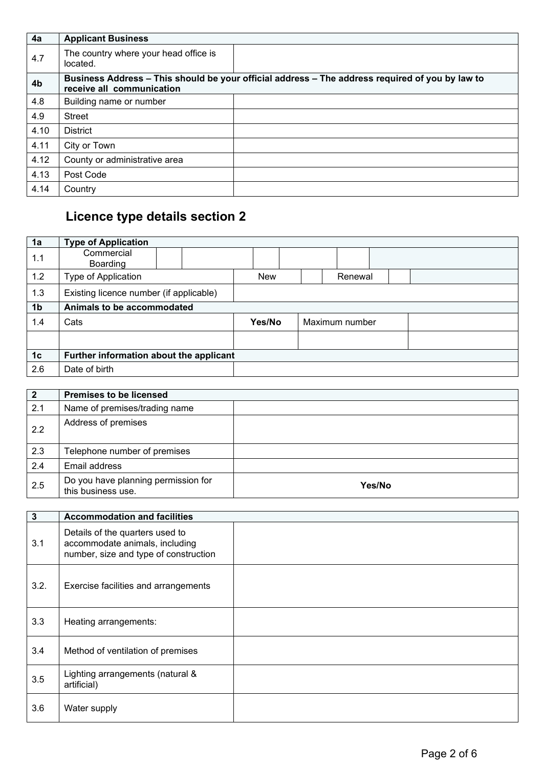| 4a | Applicant Business |
|---|---|
| 4.7 | The country where your head office is located. | |

| 4b | Business Address – This should be your official address – The address required of you by law to receive all communication | |
|---|---|---|
| 4.8 | Building name or number | |
| 4.9 | Street | |
| 4.10 | District | |
| 4.11 | City or Town | |
| 4.12 | County or administrative area | |
| 4.13 | Post Code | |
| 4.14 | Country | |

## Licence type details section 2

| 1a | Type of Application | | | | | | | | | |
|---|---|---|---|---|---|---|---|---|---|---|
| 1.1 | Commercial Boarding | | | | | | | | | |
| 1.2 | Type of Application | | | New | | Renewal | | | | |
| 1.3 | Existing licence number (if applicable) | | | | | | | | | |
| **1b** | **Animals to be accommodated** | | | | | | | | | |
| 1.4 | Cats | | | Yes/No | | Maximum number | | | | |
| | | | | | | | | | | |
| **1c** | **Further information about the applicant** | | | | | | | | | |
| 2.6 | Date of birth | | | | | | | | | |

| 2 | Premises to be licensed | |
|---|---|---|
| 2.1 | Name of premises/trading name | |
| 2.2 | Address of premises | |
| 2.3 | Telephone number of premises | |
| 2.4 | Email address | |
| 2.5 | Do you have planning permission for this business use. | Yes/No |

| 3 | Accommodation and facilities | |
|---|---|---|
| 3.1 | Details of the quarters used to accommodate animals, including number, size and type of construction | |
| 3.2. | Exercise facilities and arrangements | |
| 3.3 | Heating arrangements: | |
| 3.4 | Method of ventilation of premises | |
| 3.5 | Lighting arrangements (natural & artificial) | |
| 3.6 | Water supply | |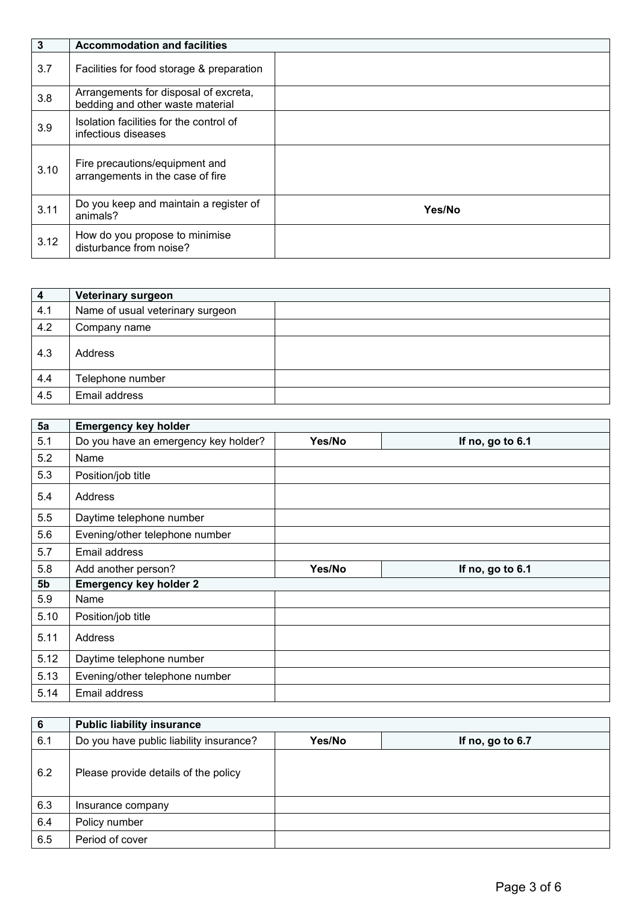| 3 | Accommodation and facilities | |
|---|---|---|
| 3.7 | Facilities for food storage & preparation | |
| 3.8 | Arrangements for disposal of excreta, bedding and other waste material | |
| 3.9 | Isolation facilities for the control of infectious diseases | |
| 3.10 | Fire precautions/equipment and arrangements in the case of fire | |
| 3.11 | Do you keep and maintain a register of animals? | **Yes/No** |
| 3.12 | How do you propose to minimise disturbance from noise? | |

| 4 | Veterinary surgeon | |
|---|---|---|
| 4.1 | Name of usual veterinary surgeon | |
| 4.2 | Company name | |
| 4.3 | Address | |
| 4.4 | Telephone number | |
| 4.5 | Email address | |

| 5a | Emergency key holder | | |
|---|---|---|---|
| 5.1 | Do you have an emergency key holder? | **Yes/No** | **If no, go to 6.1** |
| 5.2 | Name | | |
| 5.3 | Position/job title | | |
| 5.4 | Address | | |
| 5.5 | Daytime telephone number | | |
| 5.6 | Evening/other telephone number | | |
| 5.7 | Email address | | |
| 5.8 | Add another person? | **Yes/No** | **If no, go to 6.1** |
| **5b** | **Emergency key holder 2** | | |
| 5.9 | Name | | |
| 5.10 | Position/job title | | |
| 5.11 | Address | | |
| 5.12 | Daytime telephone number | | |
| 5.13 | Evening/other telephone number | | |
| 5.14 | Email address | | |

| 6 | Public liability insurance | | |
|---|---|---|---|
| 6.1 | Do you have public liability insurance? | **Yes/No** | **If no, go to 6.7** |
| 6.2 | Please provide details of the policy | | |
| 6.3 | Insurance company | | |
| 6.4 | Policy number | | |
| 6.5 | Period of cover | | |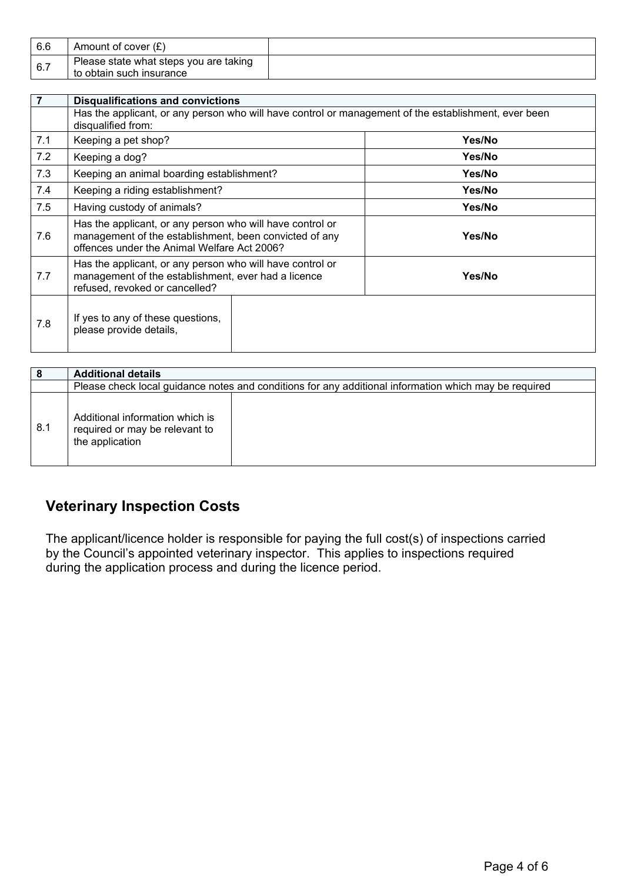| 6.6 | Amount of cover (£) | |
|---|---|---|
| 6.7 | Please state what steps you are taking to obtain such insurance | |

| 7 | **Disqualifications and convictions** | |
|---|---|---|
| | Has the applicant, or any person who will have control or management of the establishment, ever been disqualified from: | |
| 7.1 | Keeping a pet shop? | **Yes/No** |
| 7.2 | Keeping a dog? | **Yes/No** |
| 7.3 | Keeping an animal boarding establishment? | **Yes/No** |
| 7.4 | Keeping a riding establishment? | **Yes/No** |
| 7.5 | Having custody of animals? | **Yes/No** |
| 7.6 | Has the applicant, or any person who will have control or management of the establishment, been convicted of any offences under the Animal Welfare Act 2006? | **Yes/No** |
| 7.7 | Has the applicant, or any person who will have control or management of the establishment, ever had a licence refused, revoked or cancelled? | **Yes/No** |
| 7.8 | If yes to any of these questions, please provide details, | |

| 8 | **Additional details** | |
|---|---|---|
| | Please check local guidance notes and conditions for any additional information which may be required | |
| 8.1 | Additional information which is required or may be relevant to the application | |

## Veterinary Inspection Costs

The applicant/licence holder is responsible for paying the full cost(s) of inspections carried by the Council's appointed veterinary inspector. This applies to inspections required during the application process and during the licence period.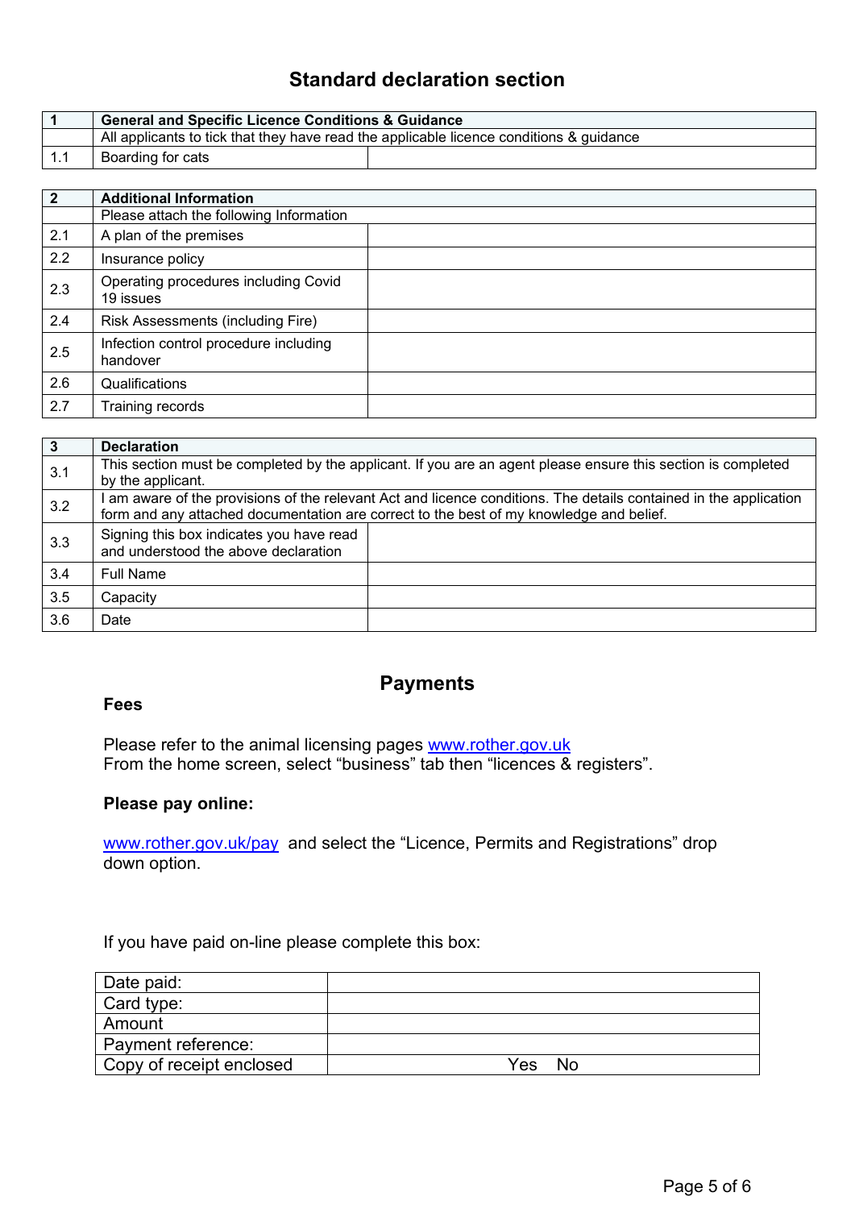## Standard declaration section

| 1 | General and Specific Licence Conditions & Guidance | |
|---|---|---|
| | All applicants to tick that they have read the applicable licence conditions & guidance | |
| 1.1 | Boarding for cats | |

| 2 | Additional Information | |
|---|---|---|
| | Please attach the following Information | |
| 2.1 | A plan of the premises | |
| 2.2 | Insurance policy | |
| 2.3 | Operating procedures including Covid 19 issues | |
| 2.4 | Risk Assessments (including Fire) | |
| 2.5 | Infection control procedure including handover | |
| 2.6 | Qualifications | |
| 2.7 | Training records | |

| 3 | Declaration | |
|---|---|---|
| 3.1 | This section must be completed by the applicant. If you are an agent please ensure this section is completed by the applicant. | |
| 3.2 | I am aware of the provisions of the relevant Act and licence conditions. The details contained in the application form and any attached documentation are correct to the best of my knowledge and belief. | |
| 3.3 | Signing this box indicates you have read and understood the above declaration | |
| 3.4 | Full Name | |
| 3.5 | Capacity | |
| 3.6 | Date | |

## Payments

**Fees**

Please refer to the animal licensing pages www.rother.gov.uk
From the home screen, select "business" tab then "licences & registers".

**Please pay online:**

www.rother.gov.uk/pay and select the "Licence, Permits and Registrations" drop down option.

If you have paid on-line please complete this box:

| Date paid: | |
|---|---|
| Card type: | |
| Amount | |
| Payment reference: | |
| Copy of receipt enclosed | Yes No |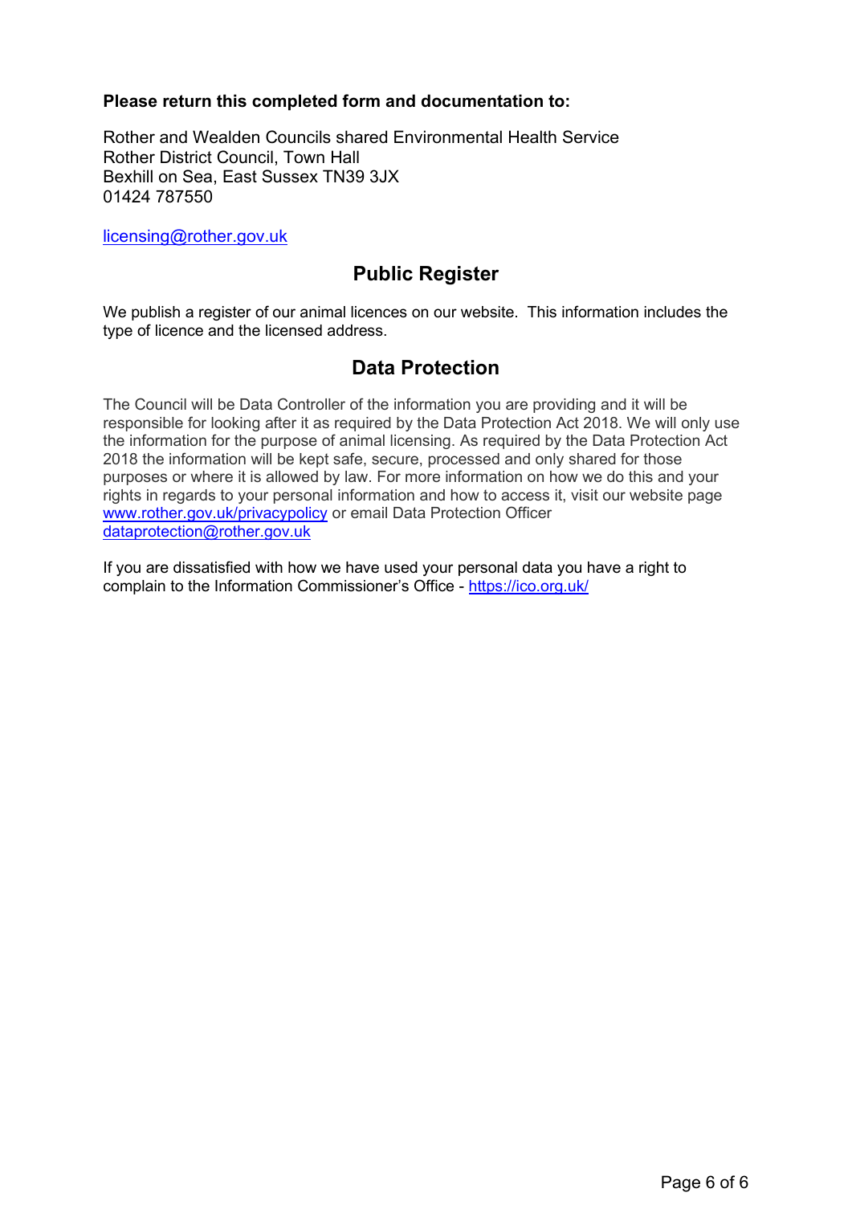**Please return this completed form and documentation to:**

Rother and Wealden Councils shared Environmental Health Service
Rother District Council, Town Hall
Bexhill on Sea, East Sussex TN39 3JX
01424 787550

licensing@rother.gov.uk

## Public Register

We publish a register of our animal licences on our website. This information includes the type of licence and the licensed address.

## Data Protection

The Council will be Data Controller of the information you are providing and it will be responsible for looking after it as required by the Data Protection Act 2018. We will only use the information for the purpose of animal licensing. As required by the Data Protection Act 2018 the information will be kept safe, secure, processed and only shared for those purposes or where it is allowed by law. For more information on how we do this and your rights in regards to your personal information and how to access it, visit our website page www.rother.gov.uk/privacypolicy or email Data Protection Officer dataprotection@rother.gov.uk

If you are dissatisfied with how we have used your personal data you have a right to complain to the Information Commissioner's Office - https://ico.org.uk/